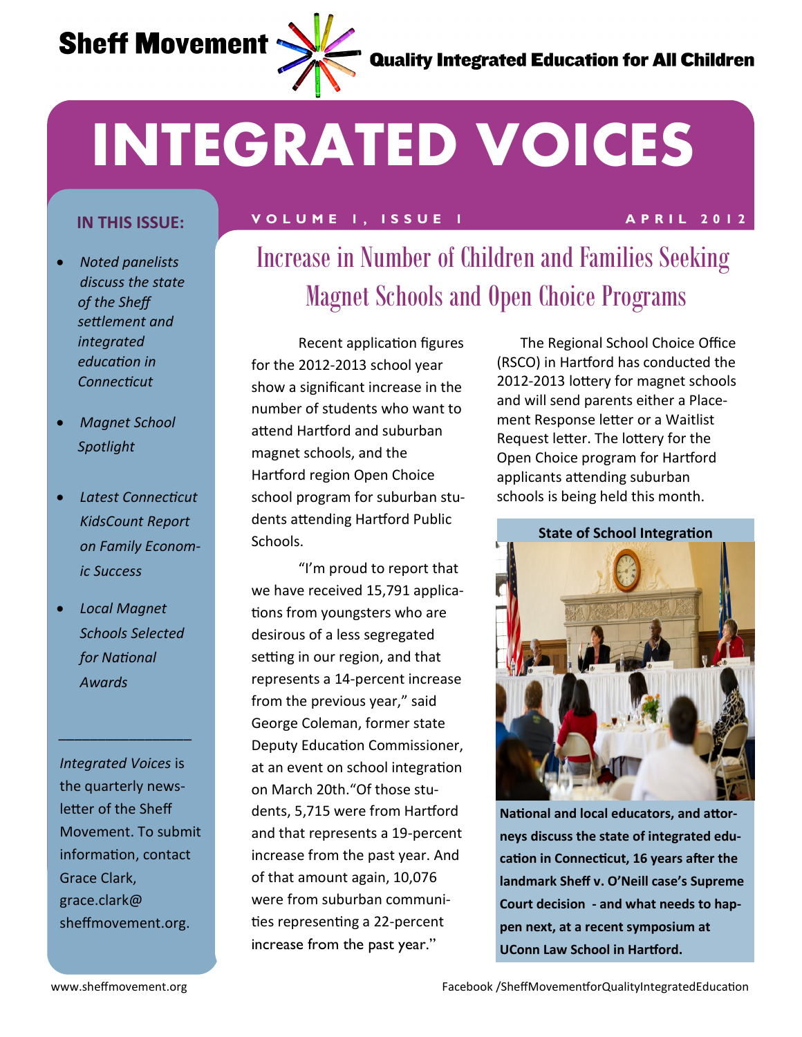Sheff Movement — Quality Integrated Education for All Children

# INTEGRATED VOICES

VOLUME 1, ISSUE 1 — APRIL 2012

**IN THIS ISSUE:**

- *Noted panelists discuss the state of the Sheff settlement and integrated education in Connecticut*
- *Magnet School Spotlight*
- *Latest Connecticut KidsCount Report on Family Economic Success*
- *Local Magnet Schools Selected for National Awards*

---

*Integrated Voices* is the quarterly newsletter of the Sheff Movement. To submit information, contact Grace Clark, grace.clark@sheffmovement.org.

## Increase in Number of Children and Families Seeking Magnet Schools and Open Choice Programs

Recent application figures for the 2012-2013 school year show a significant increase in the number of students who want to attend Hartford and suburban magnet schools, and the Hartford region Open Choice school program for suburban students attending Hartford Public Schools.

"I'm proud to report that we have received 15,791 applications from youngsters who are desirous of a less segregated setting in our region, and that represents a 14-percent increase from the previous year," said George Coleman, former state Deputy Education Commissioner, at an event on school integration on March 20th."Of those students, 5,715 were from Hartford and that represents a 19-percent increase from the past year. And of that amount again, 10,076 were from suburban communities representing a 22-percent increase from the past year."

The Regional School Choice Office (RSCO) in Hartford has conducted the 2012-2013 lottery for magnet schools and will send parents either a Placement Response letter or a Waitlist Request letter. The lottery for the Open Choice program for Hartford applicants attending suburban schools is being held this month.

**State of School Integration**

**National and local educators, and attorneys discuss the state of integrated education in Connecticut, 16 years after the landmark Sheff v. O'Neill case's Supreme Court decision - and what needs to happen next, at a recent symposium at UConn Law School in Hartford.**

www.sheffmovement.org — Facebook /SheffMovementforQualityIntegratedEducation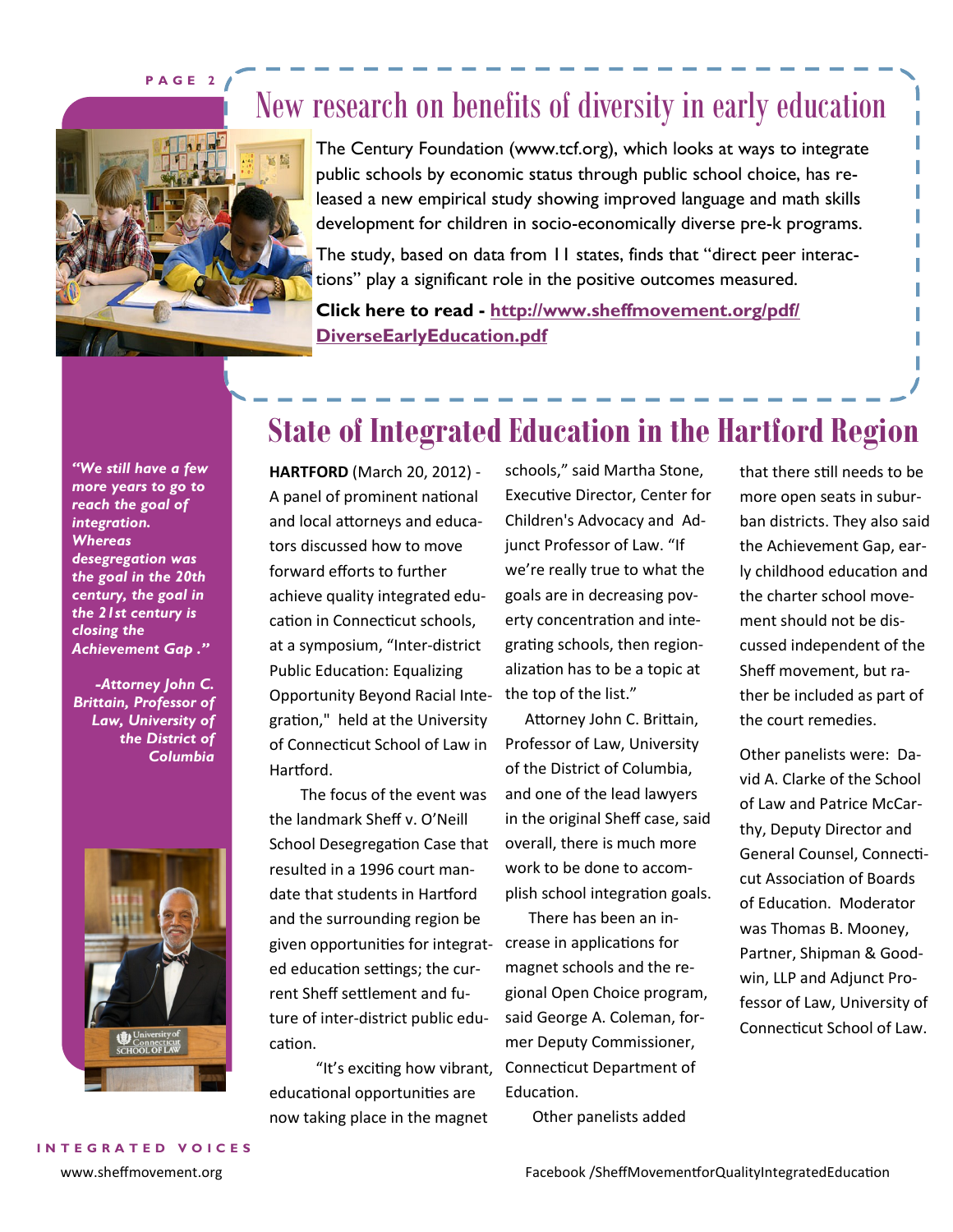# New research on benefits of diversity in early education

The Century Foundation (www.tcf.org), which looks at ways to integrate public schools by economic status through public school choice, has released a new empirical study showing improved language and math skills development for children in socio-economically diverse pre-k programs.

The study, based on data from 11 states, finds that "direct peer interactions" play a significant role in the positive outcomes measured.

**Click here to read - http://www.sheffmovement.org/pdf/DiverseEarlyEducation.pdf**

*"We still have a few more years to go to reach the goal of integration. Whereas desegregation was the goal in the 20th century, the goal in the 21st century is closing the Achievement Gap ."*

*-Attorney John C. Brittain, Professor of Law, University of the District of Columbia*

# State of Integrated Education in the Hartford Region

**HARTFORD** (March 20, 2012) - A panel of prominent national and local attorneys and educators discussed how to move forward efforts to further achieve quality integrated education in Connecticut schools, at a symposium, "Inter-district Public Education: Equalizing Opportunity Beyond Racial Integration," held at the University of Connecticut School of Law in Hartford.

The focus of the event was the landmark Sheff v. O'Neill School Desegregation Case that resulted in a 1996 court mandate that students in Hartford and the surrounding region be given opportunities for integrated education settings; the current Sheff settlement and future of inter-district public education.

"It's exciting how vibrant, educational opportunities are now taking place in the magnet schools," said Martha Stone, Executive Director, Center for Children's Advocacy and Adjunct Professor of Law. "If we're really true to what the goals are in decreasing poverty concentration and integrating schools, then regionalization has to be a topic at the top of the list."

Attorney John C. Brittain, Professor of Law, University of the District of Columbia, and one of the lead lawyers in the original Sheff case, said overall, there is much more work to be done to accomplish school integration goals.

There has been an increase in applications for magnet schools and the regional Open Choice program, said George A. Coleman, former Deputy Commissioner, Connecticut Department of Education.

Other panelists added that there still needs to be more open seats in suburban districts. They also said the Achievement Gap, early childhood education and the charter school movement should not be discussed independent of the Sheff movement, but rather be included as part of the court remedies.

Other panelists were: David A. Clarke of the School of Law and Patrice McCarthy, Deputy Director and General Counsel, Connecticut Association of Boards of Education. Moderator was Thomas B. Mooney, Partner, Shipman & Goodwin, LLP and Adjunct Professor of Law, University of Connecticut School of Law.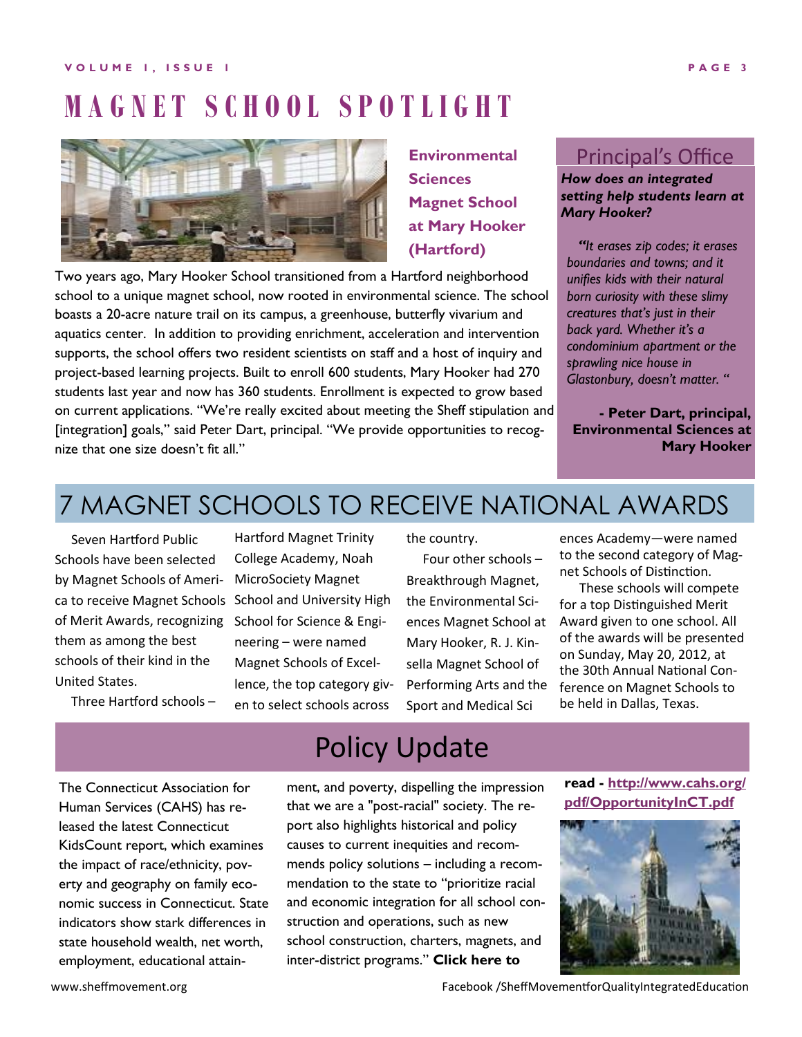# MAGNET SCHOOL SPOTLIGHT

## Environmental Sciences Magnet School at Mary Hooker (Hartford)

Two years ago, Mary Hooker School transitioned from a Hartford neighborhood school to a unique magnet school, now rooted in environmental science. The school boasts a 20-acre nature trail on its campus, a greenhouse, butterfly vivarium and aquatics center. In addition to providing enrichment, acceleration and intervention supports, the school offers two resident scientists on staff and a host of inquiry and project-based learning projects. Built to enroll 600 students, Mary Hooker had 270 students last year and now has 360 students. Enrollment is expected to grow based on current applications. "We're really excited about meeting the Sheff stipulation and [integration] goals," said Peter Dart, principal. "We provide opportunities to recognize that one size doesn't fit all."

### Principal's Office

***How does an integrated setting help students learn at Mary Hooker?***

*"It erases zip codes; it erases boundaries and towns; and it unifies kids with their natural born curiosity with these slimy creatures that's just in their back yard. Whether it's a condominium apartment or the sprawling nice house in Glastonbury, doesn't matter. "*

**- Peter Dart, principal, Environmental Sciences at Mary Hooker**

## 7 MAGNET SCHOOLS TO RECEIVE NATIONAL AWARDS

Seven Hartford Public Schools have been selected by Magnet Schools of America to receive Magnet Schools of Merit Awards, recognizing them as among the best schools of their kind in the United States.

Three Hartford schools – Hartford Magnet Trinity College Academy, Noah MicroSociety Magnet School and University High School for Science & Engineering – were named Magnet Schools of Excellence, the top category given to select schools across the country.

Four other schools – Breakthrough Magnet, the Environmental Sciences Magnet School at Mary Hooker, R. J. Kinsella Magnet School of Performing Arts and the Sport and Medical Sciences Academy—were named to the second category of Magnet Schools of Distinction.

These schools will compete for a top Distinguished Merit Award given to one school. All of the awards will be presented on Sunday, May 20, 2012, at the 30th Annual National Conference on Magnet Schools to be held in Dallas, Texas.

## Policy Update

The Connecticut Association for Human Services (CAHS) has released the latest Connecticut KidsCount report, which examines the impact of race/ethnicity, poverty and geography on family economic success in Connecticut. State indicators show stark differences in state household wealth, net worth, employment, educational attainment, and poverty, dispelling the impression that we are a "post-racial" society. The report also highlights historical and policy causes to current inequities and recommends policy solutions – including a recommendation to the state to "prioritize racial and economic integration for all school construction and operations, such as new school construction, charters, magnets, and inter-district programs." **Click here to read - http://www.cahs.org/pdf/OpportunityInCT.pdf**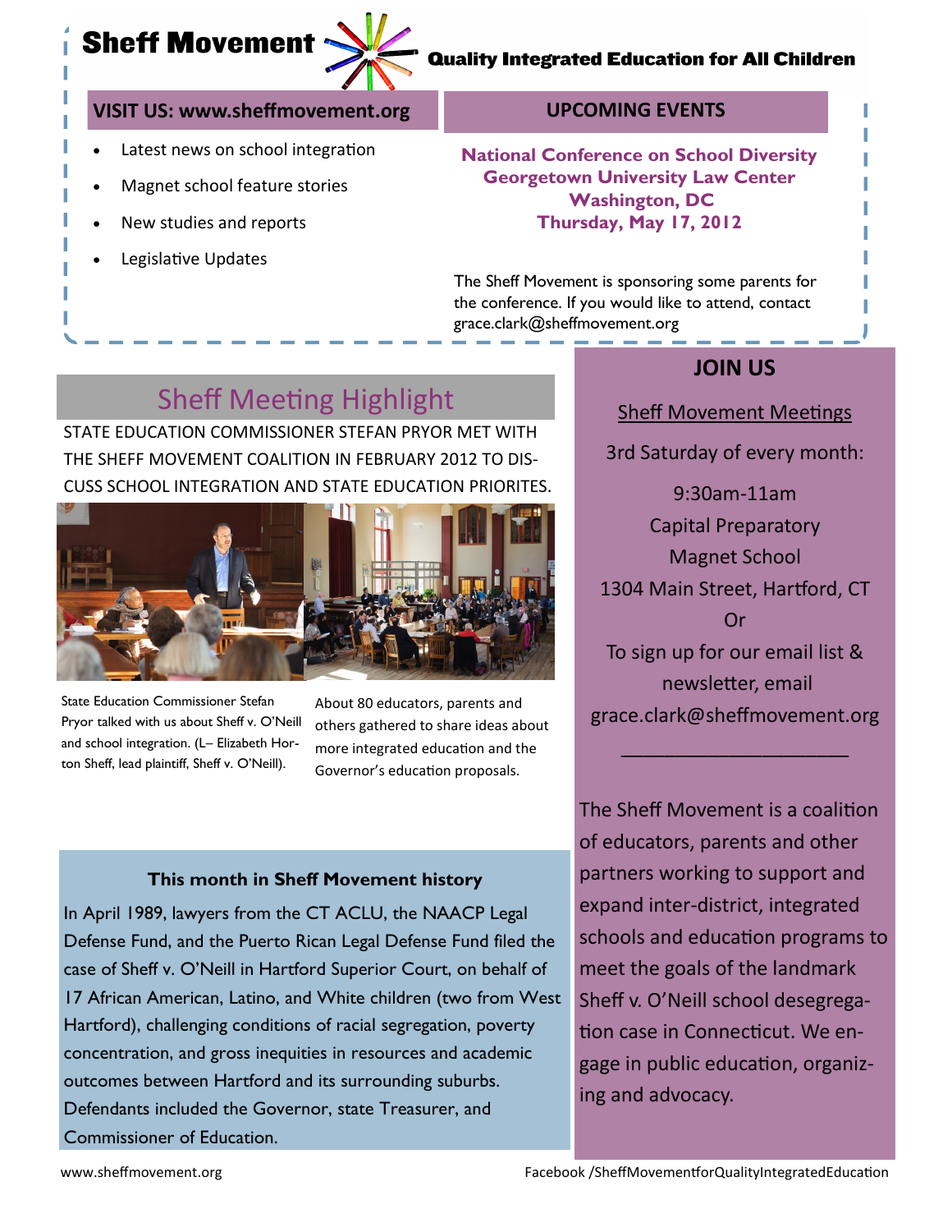# Sheff Movement

**Quality Integrated Education for All Children**

## VISIT US: www.sheffmovement.org

- Latest news on school integration
- Magnet school feature stories
- New studies and reports
- Legislative Updates

## UPCOMING EVENTS

**National Conference on School Diversity**
**Georgetown University Law Center**
**Washington, DC**
**Thursday, May 17, 2012**

The Sheff Movement is sponsoring some parents for the conference. If you would like to attend, contact grace.clark@sheffmovement.org

## Sheff Meeting Highlight

STATE EDUCATION COMMISSIONER STEFAN PRYOR MET WITH THE SHEFF MOVEMENT COALITION IN FEBRUARY 2012 TO DISCUSS SCHOOL INTEGRATION AND STATE EDUCATION PRIORITES.

State Education Commissioner Stefan Pryor talked with us about Sheff v. O'Neill and school integration. (L– Elizabeth Horton Sheff, lead plaintiff, Sheff v. O'Neill).

About 80 educators, parents and others gathered to share ideas about more integrated education and the Governor's education proposals.

### This month in Sheff Movement history

In April 1989, lawyers from the CT ACLU, the NAACP Legal Defense Fund, and the Puerto Rican Legal Defense Fund filed the case of Sheff v. O'Neill in Hartford Superior Court, on behalf of 17 African American, Latino, and White children (two from West Hartford), challenging conditions of racial segregation, poverty concentration, and gross inequities in resources and academic outcomes between Hartford and its surrounding suburbs. Defendants included the Governor, state Treasurer, and Commissioner of Education.

## JOIN US

Sheff Movement Meetings

3rd Saturday of every month:

9:30am-11am
Capital Preparatory
Magnet School
1304 Main Street, Hartford, CT

Or

To sign up for our email list & newsletter, email
grace.clark@sheffmovement.org

The Sheff Movement is a coalition of educators, parents and other partners working to support and expand inter-district, integrated schools and education programs to meet the goals of the landmark Sheff v. O'Neill school desegregation case in Connecticut. We engage in public education, organizing and advocacy.

www.sheffmovement.org

Facebook /SheffMovementforQualityIntegratedEducation